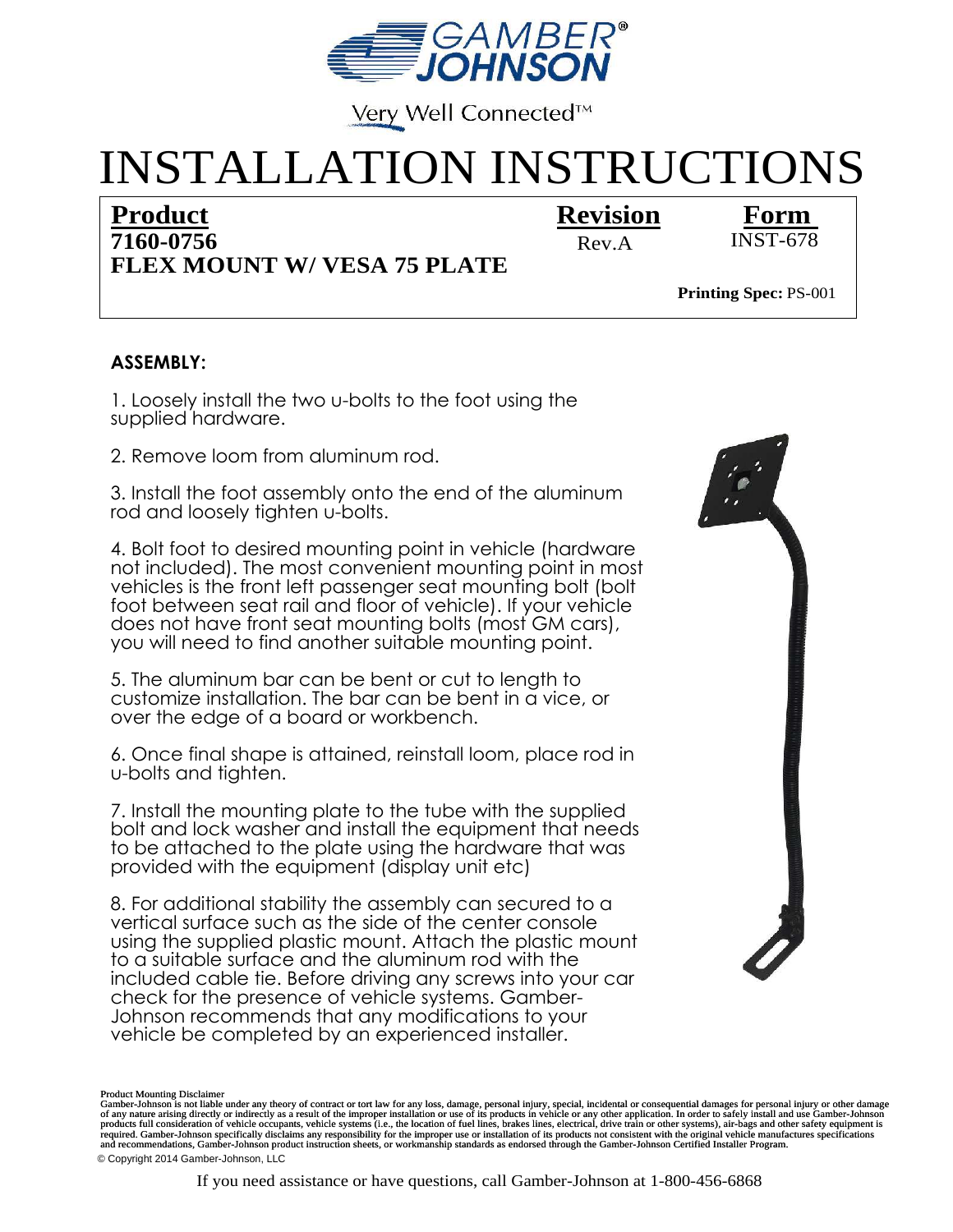# INSTALLATION INSTRUCTIONS

| **Product** | **Revision** | **Form** |
| --- | --- | --- |
| **7160-0756** | Rev.A | INST-678 |
| **FLEX MOUNT W/ VESA 75 PLATE** | | |

**Printing Spec:** PS-001

## ASSEMBLY:

1. Loosely install the two u-bolts to the foot using the supplied hardware.

2. Remove loom from aluminum rod.

3. Install the foot assembly onto the end of the aluminum rod and loosely tighten u-bolts.

4. Bolt foot to desired mounting point in vehicle (hardware not included). The most convenient mounting point in most vehicles is the front left passenger seat mounting bolt (bolt foot between seat rail and floor of vehicle). If your vehicle does not have front seat mounting bolts (most GM cars), you will need to find another suitable mounting point.

5. The aluminum bar can be bent or cut to length to customize installation. The bar can be bent in a vice, or over the edge of a board or workbench.

6. Once final shape is attained, reinstall loom, place rod in u-bolts and tighten.

7. Install the mounting plate to the tube with the supplied bolt and lock washer and install the equipment that needs to be attached to the plate using the hardware that was provided with the equipment (display unit etc)

8. For additional stability the assembly can secured to a vertical surface such as the side of the center console using the supplied plastic mount. Attach the plastic mount to a suitable surface and the aluminum rod with the included cable tie. Before driving any screws into your car check for the presence of vehicle systems. Gamber-Johnson recommends that any modifications to your vehicle be completed by an experienced installer.

Product Mounting Disclaimer
Gamber-Johnson is not liable under any theory of contract or tort law for any loss, damage, personal injury, special, incidental or consequential damages for personal injury or other damage of any nature arising directly or indirectly as a result of the improper installation or use of its products in vehicle or any other application. In order to safely install and use Gamber-Johnson products full consideration of vehicle occupants, vehicle systems (i.e., the location of fuel lines, brakes lines, electrical, drive train or other systems), air-bags and other safety equipment is required. Gamber-Johnson specifically disclaims any responsibility for the improper use or installation of its products not consistent with the original vehicle manufactures specifications and recommendations, Gamber-Johnson product instruction sheets, or workmanship standards as endorsed through the Gamber-Johnson Certified Installer Program.

© Copyright 2014 Gamber-Johnson, LLC

If you need assistance or have questions, call Gamber-Johnson at 1-800-456-6868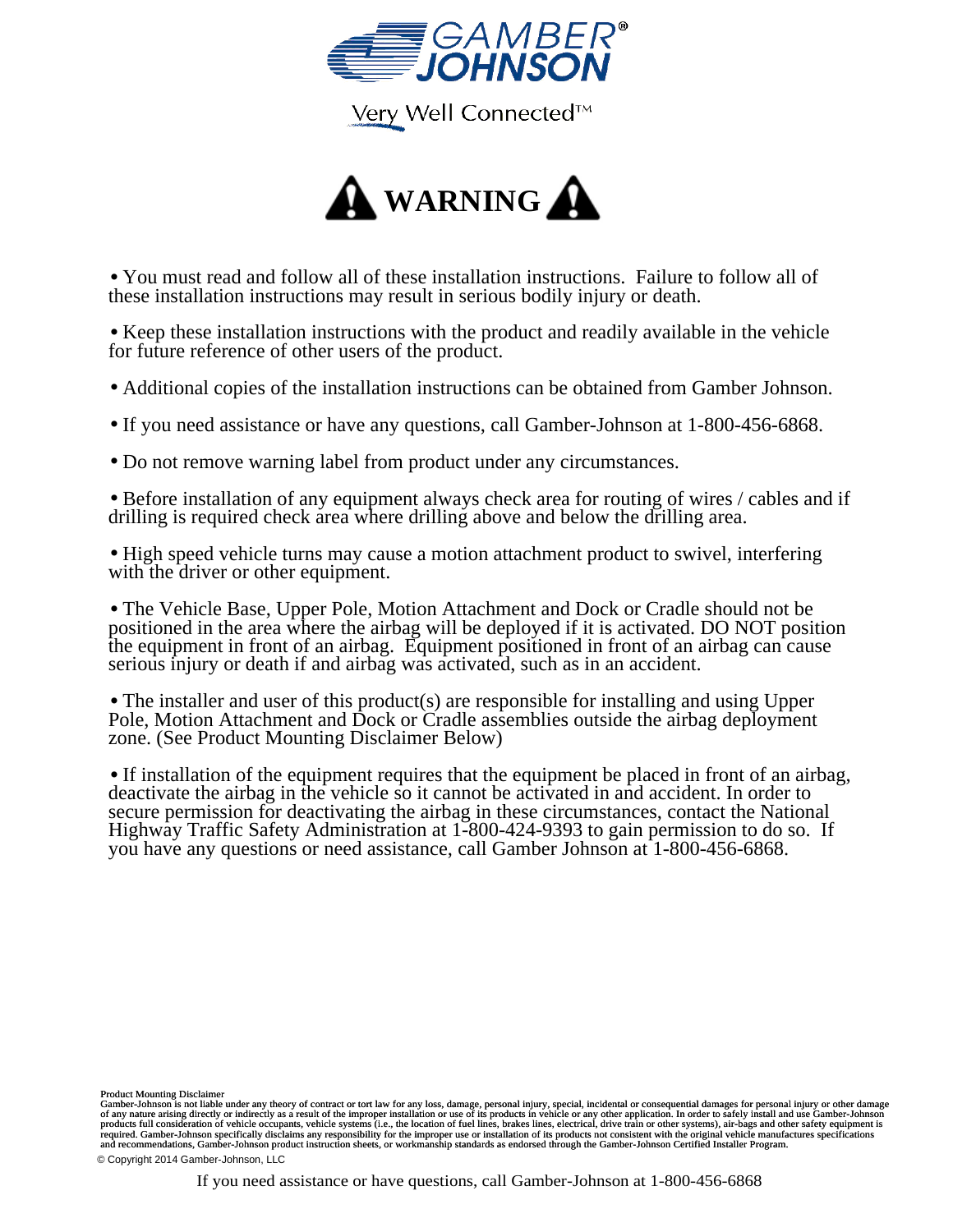GAMBER JOHNSON®

Very Well Connected™

# WARNING

- You must read and follow all of these installation instructions. Failure to follow all of these installation instructions may result in serious bodily injury or death.

- Keep these installation instructions with the product and readily available in the vehicle for future reference of other users of the product.

- Additional copies of the installation instructions can be obtained from Gamber Johnson.

- If you need assistance or have any questions, call Gamber-Johnson at 1-800-456-6868.

- Do not remove warning label from product under any circumstances.

- Before installation of any equipment always check area for routing of wires / cables and if drilling is required check area where drilling above and below the drilling area.

- High speed vehicle turns may cause a motion attachment product to swivel, interfering with the driver or other equipment.

- The Vehicle Base, Upper Pole, Motion Attachment and Dock or Cradle should not be positioned in the area where the airbag will be deployed if it is activated. DO NOT position the equipment in front of an airbag. Equipment positioned in front of an airbag can cause serious injury or death if and airbag was activated, such as in an accident.

- The installer and user of this product(s) are responsible for installing and using Upper Pole, Motion Attachment and Dock or Cradle assemblies outside the airbag deployment zone. (See Product Mounting Disclaimer Below)

- If installation of the equipment requires that the equipment be placed in front of an airbag, deactivate the airbag in the vehicle so it cannot be activated in and accident. In order to secure permission for deactivating the airbag in these circumstances, contact the National Highway Traffic Safety Administration at 1-800-424-9393 to gain permission to do so. If you have any questions or need assistance, call Gamber Johnson at 1-800-456-6868.

Product Mounting Disclaimer
Gamber-Johnson is not liable under any theory of contract or tort law for any loss, damage, personal injury, special, incidental or consequential damages for personal injury or other damage of any nature arising directly or indirectly as a result of the improper installation or use of its products in vehicle or any other application. In order to safely install and use Gamber-Johnson products full consideration of vehicle occupants, vehicle systems (i.e., the location of fuel lines, brakes lines, electrical, drive train or other systems), air-bags and other safety equipment is required. Gamber-Johnson specifically disclaims any responsibility for the improper use or installation of its products not consistent with the original vehicle manufactures specifications and recommendations, Gamber-Johnson product instruction sheets, or workmanship standards as endorsed through the Gamber-Johnson Certified Installer Program.

© Copyright 2014 Gamber-Johnson, LLC